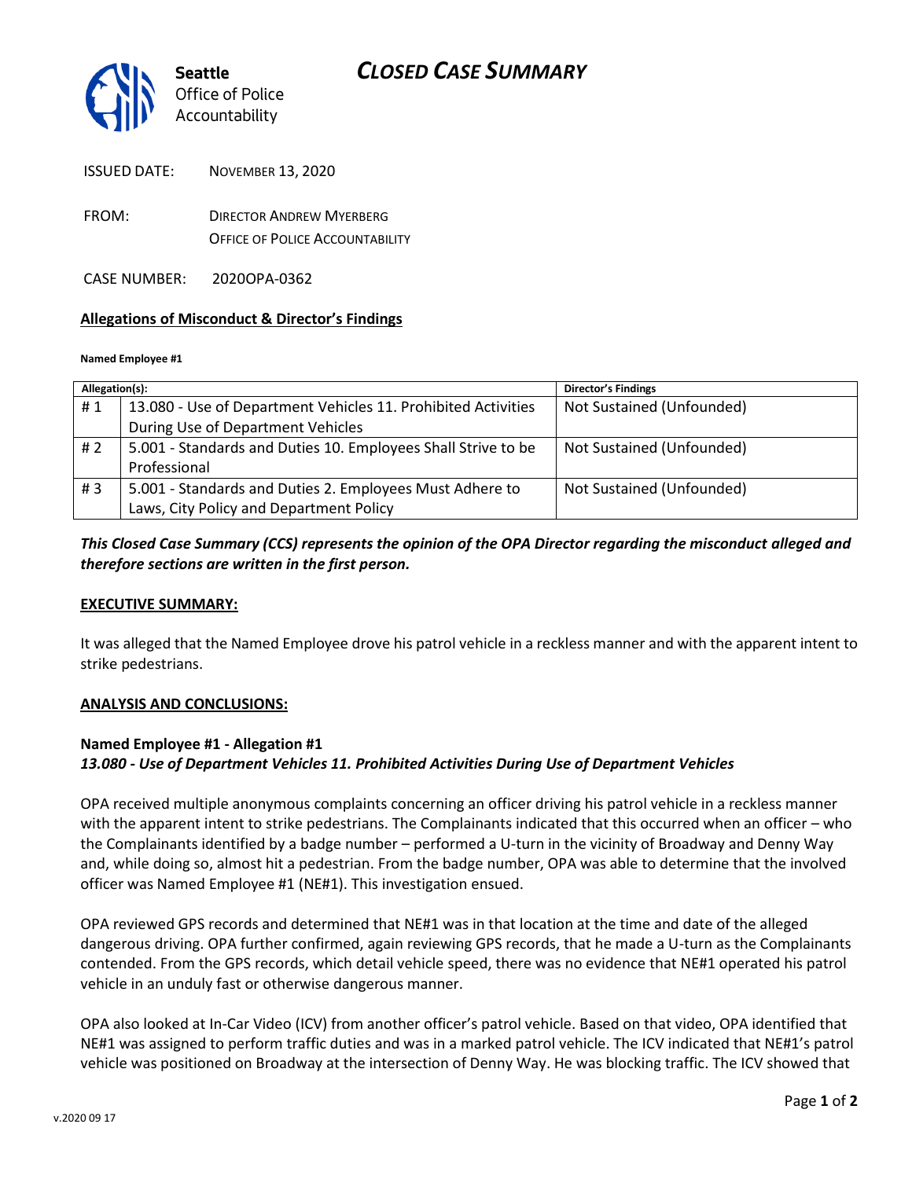# CLOSED CASE SUMMARY

**Seattle**
Office of Police Accountability

ISSUED DATE: NOVEMBER 13, 2020

FROM: DIRECTOR ANDREW MYERBERG
OFFICE OF POLICE ACCOUNTABILITY

CASE NUMBER: 2020OPA-0362

## Allegations of Misconduct & Director's Findings

**Named Employee #1**

| Allegation(s): | | Director's Findings |
|---|---|---|
| # 1 | 13.080 - Use of Department Vehicles 11. Prohibited Activities During Use of Department Vehicles | Not Sustained (Unfounded) |
| # 2 | 5.001 - Standards and Duties 10. Employees Shall Strive to be Professional | Not Sustained (Unfounded) |
| # 3 | 5.001 - Standards and Duties 2. Employees Must Adhere to Laws, City Policy and Department Policy | Not Sustained (Unfounded) |

***This Closed Case Summary (CCS) represents the opinion of the OPA Director regarding the misconduct alleged and therefore sections are written in the first person.***

## EXECUTIVE SUMMARY:

It was alleged that the Named Employee drove his patrol vehicle in a reckless manner and with the apparent intent to strike pedestrians.

## ANALYSIS AND CONCLUSIONS:

### Named Employee #1 - Allegation #1
***13.080 - Use of Department Vehicles 11. Prohibited Activities During Use of Department Vehicles***

OPA received multiple anonymous complaints concerning an officer driving his patrol vehicle in a reckless manner with the apparent intent to strike pedestrians. The Complainants indicated that this occurred when an officer – who the Complainants identified by a badge number – performed a U-turn in the vicinity of Broadway and Denny Way and, while doing so, almost hit a pedestrian. From the badge number, OPA was able to determine that the involved officer was Named Employee #1 (NE#1). This investigation ensued.

OPA reviewed GPS records and determined that NE#1 was in that location at the time and date of the alleged dangerous driving. OPA further confirmed, again reviewing GPS records, that he made a U-turn as the Complainants contended. From the GPS records, which detail vehicle speed, there was no evidence that NE#1 operated his patrol vehicle in an unduly fast or otherwise dangerous manner.

OPA also looked at In-Car Video (ICV) from another officer's patrol vehicle. Based on that video, OPA identified that NE#1 was assigned to perform traffic duties and was in a marked patrol vehicle. The ICV indicated that NE#1's patrol vehicle was positioned on Broadway at the intersection of Denny Way. He was blocking traffic. The ICV showed that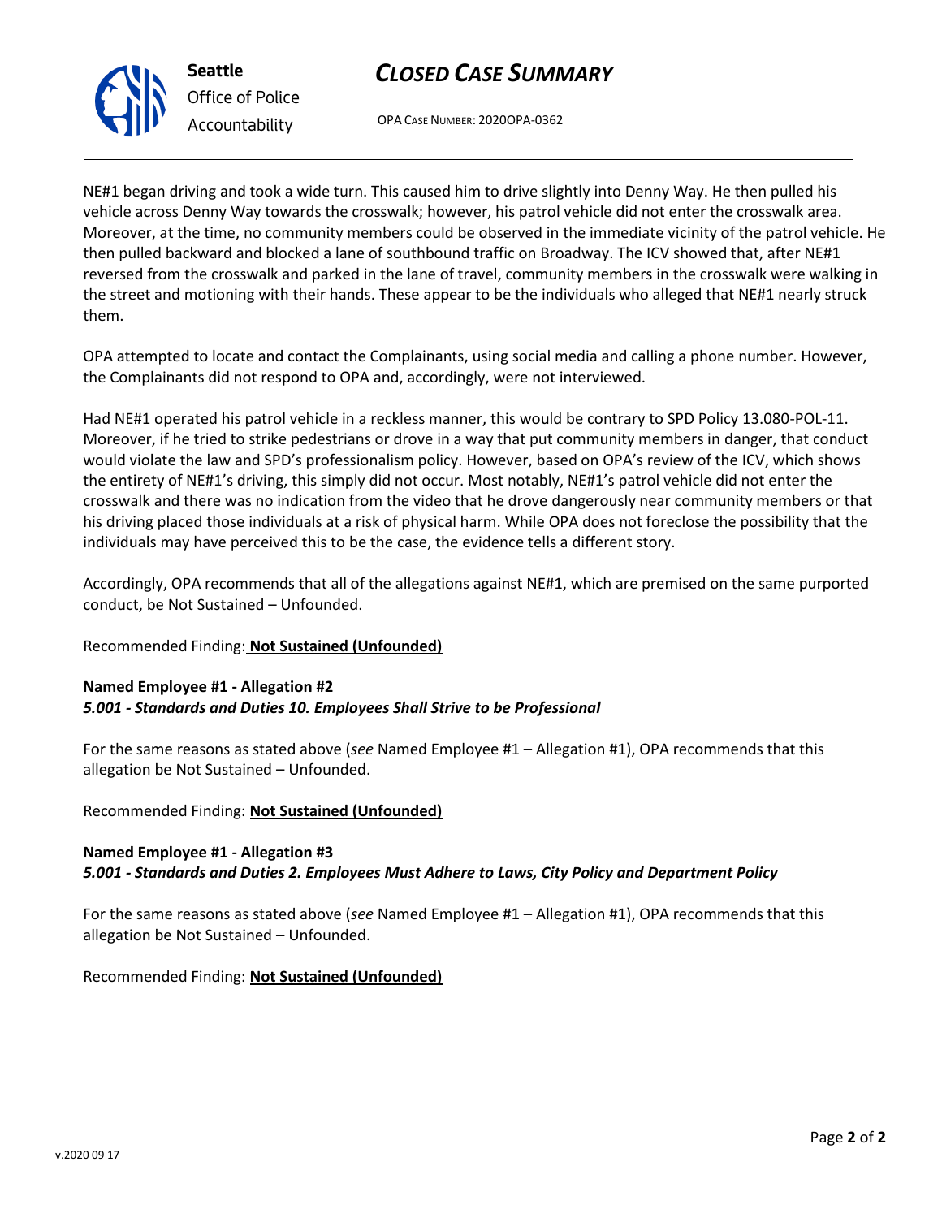NE#1 began driving and took a wide turn. This caused him to drive slightly into Denny Way. He then pulled his vehicle across Denny Way towards the crosswalk; however, his patrol vehicle did not enter the crosswalk area. Moreover, at the time, no community members could be observed in the immediate vicinity of the patrol vehicle. He then pulled backward and blocked a lane of southbound traffic on Broadway. The ICV showed that, after NE#1 reversed from the crosswalk and parked in the lane of travel, community members in the crosswalk were walking in the street and motioning with their hands. These appear to be the individuals who alleged that NE#1 nearly struck them.

OPA attempted to locate and contact the Complainants, using social media and calling a phone number. However, the Complainants did not respond to OPA and, accordingly, were not interviewed.

Had NE#1 operated his patrol vehicle in a reckless manner, this would be contrary to SPD Policy 13.080-POL-11. Moreover, if he tried to strike pedestrians or drove in a way that put community members in danger, that conduct would violate the law and SPD's professionalism policy. However, based on OPA's review of the ICV, which shows the entirety of NE#1's driving, this simply did not occur. Most notably, NE#1's patrol vehicle did not enter the crosswalk and there was no indication from the video that he drove dangerously near community members or that his driving placed those individuals at a risk of physical harm. While OPA does not foreclose the possibility that the individuals may have perceived this to be the case, the evidence tells a different story.

Accordingly, OPA recommends that all of the allegations against NE#1, which are premised on the same purported conduct, be Not Sustained – Unfounded.

Recommended Finding: **Not Sustained (Unfounded)**

**Named Employee #1 - Allegation #2**
***5.001 - Standards and Duties 10. Employees Shall Strive to be Professional***

For the same reasons as stated above (*see* Named Employee #1 – Allegation #1), OPA recommends that this allegation be Not Sustained – Unfounded.

Recommended Finding: **Not Sustained (Unfounded)**

**Named Employee #1 - Allegation #3**
***5.001 - Standards and Duties 2. Employees Must Adhere to Laws, City Policy and Department Policy***

For the same reasons as stated above (*see* Named Employee #1 – Allegation #1), OPA recommends that this allegation be Not Sustained – Unfounded.

Recommended Finding: **Not Sustained (Unfounded)**